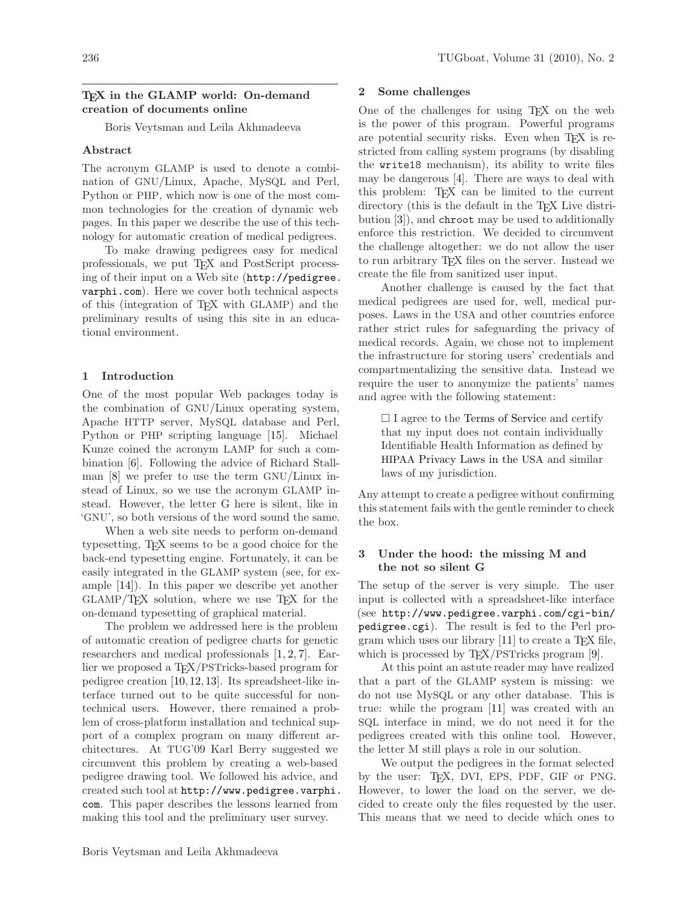# TEX in the GLAMP world: On-demand creation of documents online

Boris Veytsman and Leila Akhmadeeva

## Abstract

The acronym GLAMP is used to denote a combination of GNU/Linux, Apache, MySQL and Perl, Python or PHP, which now is one of the most common technologies for the creation of dynamic web pages. In this paper we describe the use of this technology for automatic creation of medical pedigrees.

To make drawing pedigrees easy for medical professionals, we put TEX and PostScript processing of their input on a Web site (http://pedigree.varphi.com). Here we cover both technical aspects of this (integration of TEX with GLAMP) and the preliminary results of using this site in an educational environment.

## 1 Introduction

One of the most popular Web packages today is the combination of GNU/Linux operating system, Apache HTTP server, MySQL database and Perl, Python or PHP scripting language [15]. Michael Kunze coined the acronym LAMP for such a combination [6]. Following the advice of Richard Stallman [8] we prefer to use the term GNU/Linux instead of Linux, so we use the acronym GLAMP instead. However, the letter G here is silent, like in 'GNU', so both versions of the word sound the same.

When a web site needs to perform on-demand typesetting, TEX seems to be a good choice for the back-end typesetting engine. Fortunately, it can be easily integrated in the GLAMP system (see, for example [14]). In this paper we describe yet another GLAMP/TEX solution, where we use TEX for the on-demand typesetting of graphical material.

The problem we addressed here is the problem of automatic creation of pedigree charts for genetic researchers and medical professionals [1, 2, 7]. Earlier we proposed a TEX/PSTricks-based program for pedigree creation [10, 12, 13]. Its spreadsheet-like interface turned out to be quite successful for nontechnical users. However, there remained a problem of cross-platform installation and technical support of a complex program on many different architectures. At TUG'09 Karl Berry suggested we circumvent this problem by creating a web-based pedigree drawing tool. We followed his advice, and created such tool at http://www.pedigree.varphi.com. This paper describes the lessons learned from making this tool and the preliminary user survey.

## 2 Some challenges

One of the challenges for using TEX on the web is the power of this program. Powerful programs are potential security risks. Even when TEX is restricted from calling system programs (by disabling the `write18` mechanism), its ability to write files may be dangerous [4]. There are ways to deal with this problem: TEX can be limited to the current directory (this is the default in the TEX Live distribution [3]), and `chroot` may be used to additionally enforce this restriction. We decided to circumvent the challenge altogether: we do not allow the user to run arbitrary TEX files on the server. Instead we create the file from sanitized user input.

Another challenge is caused by the fact that medical pedigrees are used for, well, medical purposes. Laws in the USA and other countries enforce rather strict rules for safeguarding the privacy of medical records. Again, we chose not to implement the infrastructure for storing users' credentials and compartmentalizing the sensitive data. Instead we require the user to anonymize the patients' names and agree with the following statement:

> ☐ I agree to the Terms of Service and certify that my input does not contain individually Identifiable Health Information as defined by HIPAA Privacy Laws in the USA and similar laws of my jurisdiction.

Any attempt to create a pedigree without confirming this statement fails with the gentle reminder to check the box.

## 3 Under the hood: the missing M and the not so silent G

The setup of the server is very simple. The user input is collected with a spreadsheet-like interface (see http://www.pedigree.varphi.com/cgi-bin/pedigree.cgi). The result is fed to the Perl program which uses our library [11] to create a TEX file, which is processed by TEX/PSTricks program [9].

At this point an astute reader may have realized that a part of the GLAMP system is missing: we do not use MySQL or any other database. This is true: while the program [11] was created with an SQL interface in mind, we do not need it for the pedigrees created with this online tool. However, the letter M still plays a role in our solution.

We output the pedigrees in the format selected by the user: TEX, DVI, EPS, PDF, GIF or PNG. However, to lower the load on the server, we decided to create only the files requested by the user. This means that we need to decide which ones to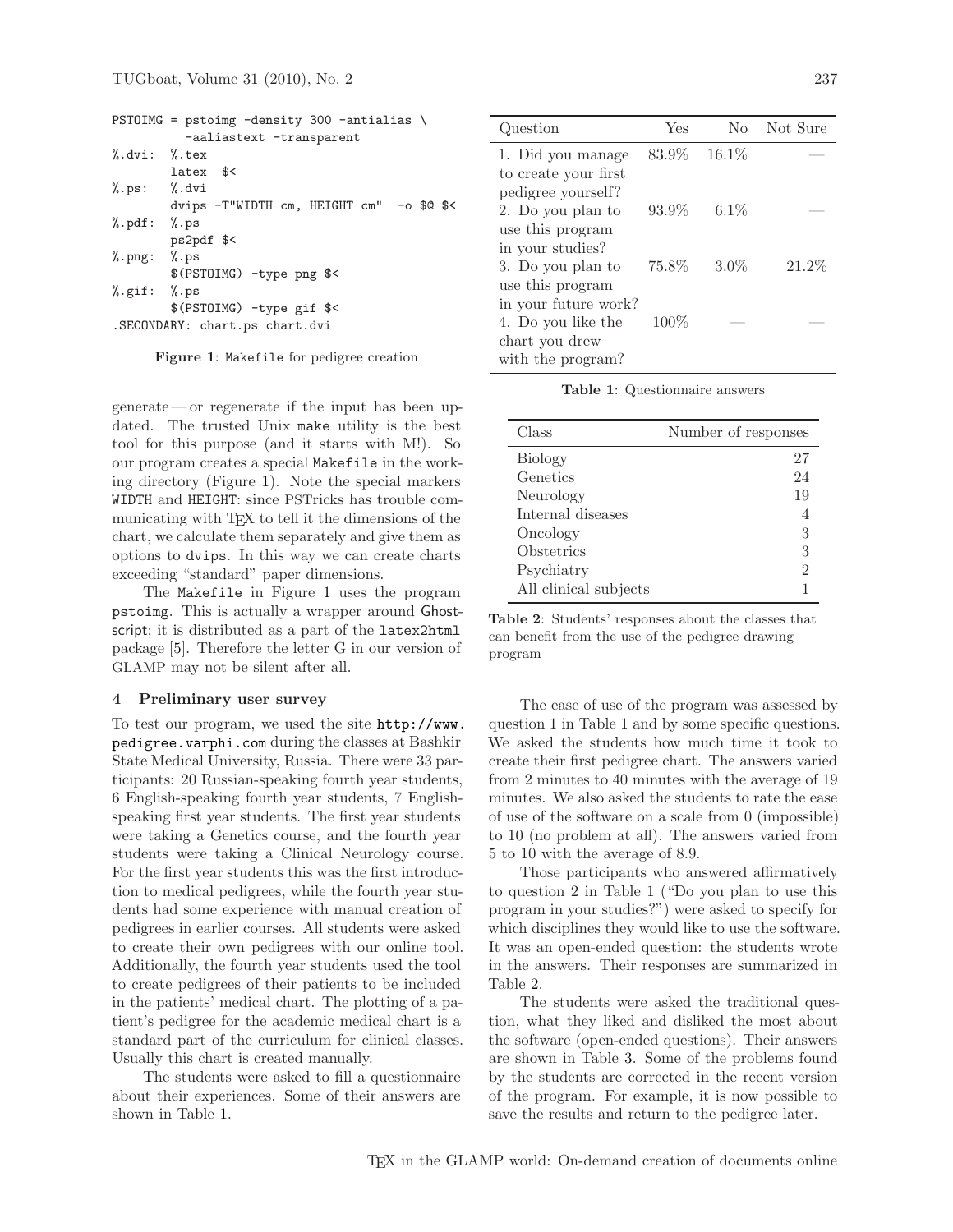```
PSTOIMG = pstoimg -density 300 -antialias \
          -aaliastext -transparent
%.dvi:  %.tex
        latex  $<
%.ps:   %.dvi
        dvips -T"WIDTH cm, HEIGHT cm"  -o $@ $<
%.pdf:  %.ps
        ps2pdf $<
%.png:  %.ps
        $(PSTOIMG) -type png $<
%.gif:  %.ps
        $(PSTOIMG) -type gif $<
.SECONDARY: chart.ps chart.dvi
```

**Figure 1**: `Makefile` for pedigree creation

generate — or regenerate if the input has been updated. The trusted Unix `make` utility is the best tool for this purpose (and it starts with M!). So our program creates a special `Makefile` in the working directory (Figure 1). Note the special markers `WIDTH` and `HEIGHT`: since PSTricks has trouble communicating with TEX to tell it the dimensions of the chart, we calculate them separately and give them as options to `dvips`. In this way we can create charts exceeding "standard" paper dimensions.

The `Makefile` in Figure 1 uses the program `pstoimg`. This is actually a wrapper around Ghostscript; it is distributed as a part of the `latex2html` package [5]. Therefore the letter G in our version of GLAMP may not be silent after all.

## 4 Preliminary user survey

To test our program, we used the site `http://www.pedigree.varphi.com` during the classes at Bashkir State Medical University, Russia. There were 33 participants: 20 Russian-speaking fourth year students, 6 English-speaking fourth year students, 7 English-speaking first year students. The first year students were taking a Genetics course, and the fourth year students were taking a Clinical Neurology course. For the first year students this was the first introduction to medical pedigrees, while the fourth year students had some experience with manual creation of pedigrees in earlier courses. All students were asked to create their own pedigrees with our online tool. Additionally, the fourth year students used the tool to create pedigrees of their patients to be included in the patients' medical chart. The plotting of a patient's pedigree for the academic medical chart is a standard part of the curriculum for clinical classes. Usually this chart is created manually.

The students were asked to fill a questionnaire about their experiences. Some of their answers are shown in Table 1.

| Question | Yes | No | Not Sure |
|---|---|---|---|
| 1. Did you manage to create your first pedigree yourself? | 83.9% | 16.1% | — |
| 2. Do you plan to use this program in your studies? | 93.9% | 6.1% | — |
| 3. Do you plan to use this program in your future work? | 75.8% | 3.0% | 21.2% |
| 4. Do you like the chart you drew with the program? | 100% | — | — |

**Table 1**: Questionnaire answers

| Class | Number of responses |
|---|---|
| Biology | 27 |
| Genetics | 24 |
| Neurology | 19 |
| Internal diseases | 4 |
| Oncology | 3 |
| Obstetrics | 3 |
| Psychiatry | 2 |
| All clinical subjects | 1 |

**Table 2**: Students' responses about the classes that can benefit from the use of the pedigree drawing program

The ease of use of the program was assessed by question 1 in Table 1 and by some specific questions. We asked the students how much time it took to create their first pedigree chart. The answers varied from 2 minutes to 40 minutes with the average of 19 minutes. We also asked the students to rate the ease of use of the software on a scale from 0 (impossible) to 10 (no problem at all). The answers varied from 5 to 10 with the average of 8.9.

Those participants who answered affirmatively to question 2 in Table 1 ("Do you plan to use this program in your studies?") were asked to specify for which disciplines they would like to use the software. It was an open-ended question: the students wrote in the answers. Their responses are summarized in Table 2.

The students were asked the traditional question, what they liked and disliked the most about the software (open-ended questions). Their answers are shown in Table 3. Some of the problems found by the students are corrected in the recent version of the program. For example, it is now possible to save the results and return to the pedigree later.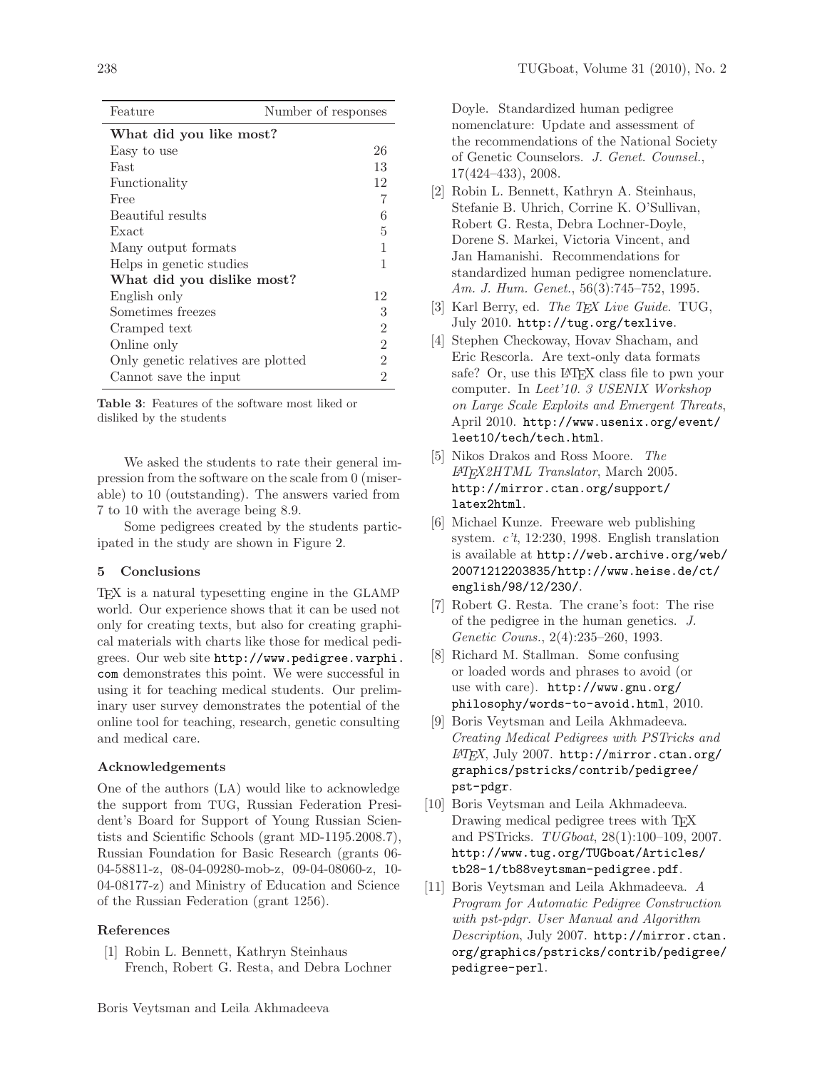| Feature | Number of responses |
|---|---|
| **What did you like most?** | |
| Easy to use | 26 |
| Fast | 13 |
| Functionality | 12 |
| Free | 7 |
| Beautiful results | 6 |
| Exact | 5 |
| Many output formats | 1 |
| Helps in genetic studies | 1 |
| **What did you dislike most?** | |
| English only | 12 |
| Sometimes freezes | 3 |
| Cramped text | 2 |
| Online only | 2 |
| Only genetic relatives are plotted | 2 |
| Cannot save the input | 2 |

**Table 3**: Features of the software most liked or disliked by the students

We asked the students to rate their general impression from the software on the scale from 0 (miserable) to 10 (outstanding). The answers varied from 7 to 10 with the average being 8.9.

Some pedigrees created by the students participated in the study are shown in Figure 2.

## 5 Conclusions

TEX is a natural typesetting engine in the GLAMP world. Our experience shows that it can be used not only for creating texts, but also for creating graphical materials with charts like those for medical pedigrees. Our web site http://www.pedigree.varphi.com demonstrates this point. We were successful in using it for teaching medical students. Our preliminary user survey demonstrates the potential of the online tool for teaching, research, genetic consulting and medical care.

### Acknowledgements

One of the authors (LA) would like to acknowledge the support from TUG, Russian Federation President's Board for Young Russian Scientists and Scientific Schools (grant MD-1195.2008.7), Russian Foundation for Basic Research (grants 06-04-58811-z, 08-04-09280-mob-z, 09-04-08060-z, 10-04-08177-z) and Ministry of Education and Science of the Russian Federation (grant 1256).

### References

[1] Robin L. Bennett, Kathryn Steinhaus French, Robert G. Resta, and Debra Lochner Doyle. Standardized human pedigree nomenclature: Update and assessment of the recommendations of the National Society of Genetic Counselors. *J. Genet. Counsel.*, 17(424–433), 2008.

[2] Robin L. Bennett, Kathryn A. Steinhaus, Stefanie B. Uhrich, Corrine K. O'Sullivan, Robert G. Resta, Debra Lochner-Doyle, Dorene S. Markei, Victoria Vincent, and Jan Hamanishi. Recommendations for standardized human pedigree nomenclature. *Am. J. Hum. Genet.*, 56(3):745–752, 1995.

[3] Karl Berry, ed. *The TEX Live Guide.* TUG, July 2010. http://tug.org/texlive.

[4] Stephen Checkoway, Hovav Shacham, and Eric Rescorla. Are text-only data formats safe? Or, use this LATEX class file to pwn your computer. In *Leet'10. 3 USENIX Workshop on Large Scale Exploits and Emergent Threats*, April 2010. http://www.usenix.org/event/leet10/tech/tech.html.

[5] Nikos Drakos and Ross Moore. *The LATEX2HTML Translator*, March 2005. http://mirror.ctan.org/support/latex2html.

[6] Michael Kunze. Freeware web publishing system. *c't*, 12:230, 1998. English translation is available at http://web.archive.org/web/20071212203835/http://www.heise.de/ct/english/98/12/230/.

[7] Robert G. Resta. The crane's foot: The rise of the pedigree in the human genetics. *J. Genetic Couns.*, 2(4):235–260, 1993.

[8] Richard M. Stallman. Some confusing or loaded words and phrases to avoid (or use with care). http://www.gnu.org/philosophy/words-to-avoid.html, 2010.

[9] Boris Veytsman and Leila Akhmadeeva. *Creating Medical Pedigrees with PSTricks and LATEX*, July 2007. http://mirror.ctan.org/graphics/pstricks/contrib/pedigree/pst-pdgr.

[10] Boris Veytsman and Leila Akhmadeeva. Drawing medical pedigree trees with TEX and PSTricks. *TUGboat*, 28(1):100–109, 2007. http://www.tug.org/TUGboat/Articles/tb28-1/tb88veytsman-pedigree.pdf.

[11] Boris Veytsman and Leila Akhmadeeva. *A Program for Automatic Pedigree Construction with pst-pdgr. User Manual and Algorithm Description*, July 2007. http://mirror.ctan.org/graphics/pstricks/contrib/pedigree/pedigree-perl.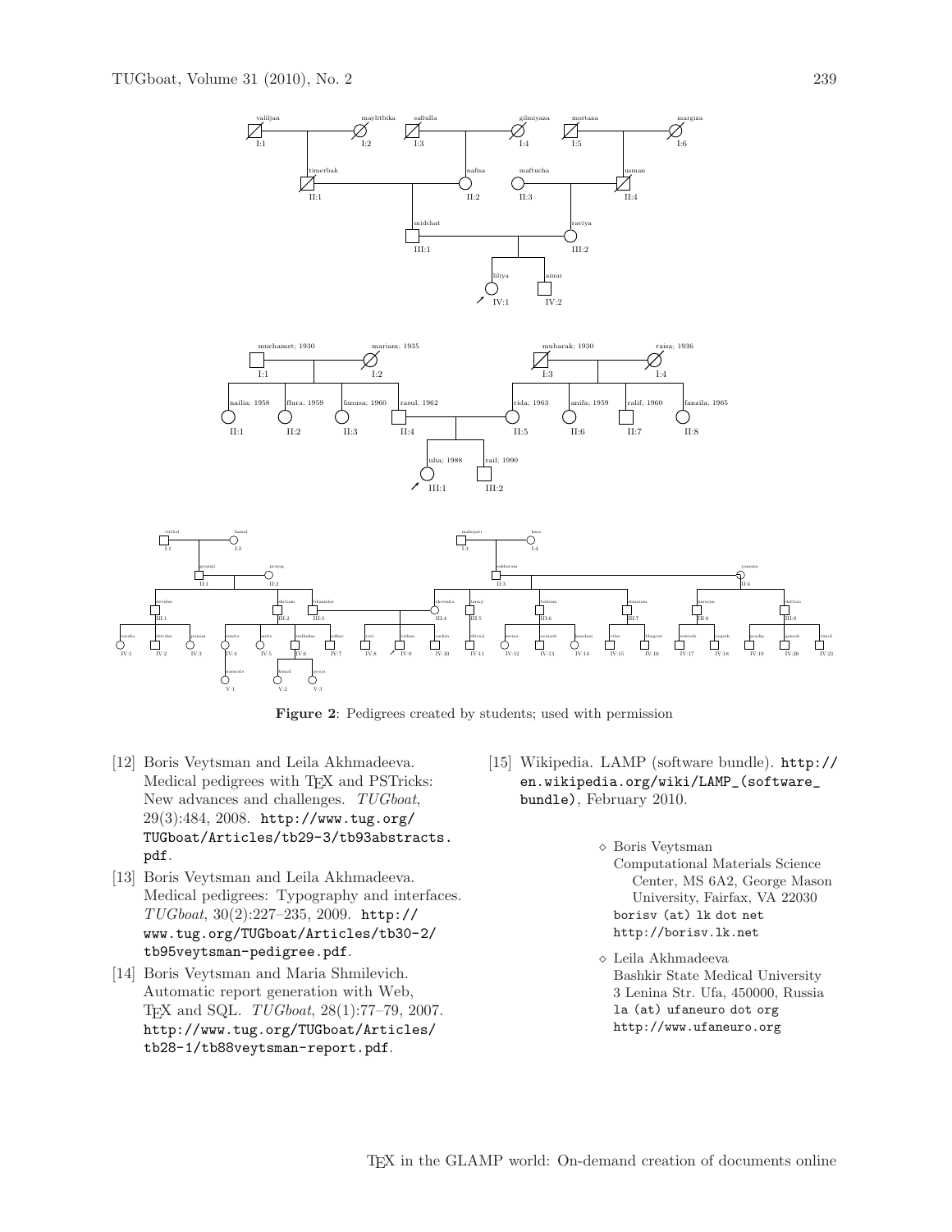Figure 2: Pedigrees created by students; used with permission

[12] Boris Veytsman and Leila Akhmadeeva. Medical pedigrees with TeX and PSTricks: New advances and challenges. *TUGboat*, 29(3):484, 2008. http://www.tug.org/TUGboat/Articles/tb29-3/tb93abstracts.pdf.

[13] Boris Veytsman and Leila Akhmadeeva. Medical pedigrees: Typography and interfaces. *TUGboat*, 30(2):227–235, 2009. http://www.tug.org/TUGboat/Articles/tb30-2/tb95veytsman-pedigree.pdf.

[14] Boris Veytsman and Maria Shmilevich. Automatic report generation with Web, TeX and SQL. *TUGboat*, 28(1):77–79, 2007. http://www.tug.org/TUGboat/Articles/tb28-1/tb88veytsman-report.pdf.

[15] Wikipedia. LAMP (software bundle). http://en.wikipedia.org/wiki/LAMP_(software_bundle), February 2010.

⋄ Boris Veytsman
Computational Materials Science Center, MS 6A2, George Mason University, Fairfax, VA 22030
borisv (at) lk dot net
http://borisv.lk.net

⋄ Leila Akhmadeeva
Bashkir State Medical University
3 Lenina Str. Ufa, 450000, Russia
la (at) ufaneuro dot org
http://www.ufaneuro.org